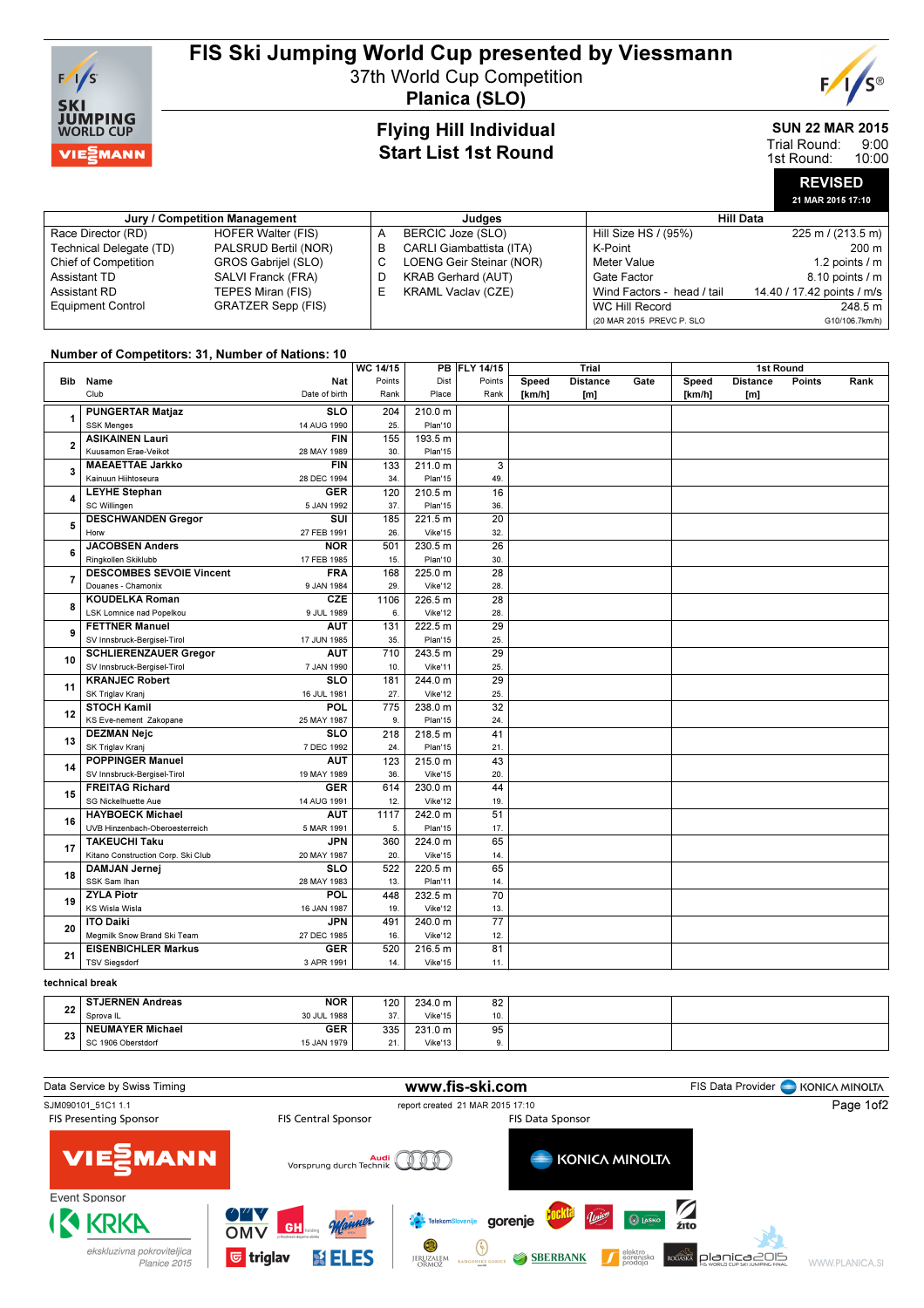# FIS Ski Jumping World Cup presented by Viessmann

37th World Cup Competition

**Planica (SLO)**

## Flying Hill Individual
## Start List 1st Round

**SUN 22 MAR 2015**
Trial Round: 9:00
1st Round: 10:00

**REVISED**
21 MAR 2015 17:10

| Jury / Competition Management | | Judges | | Hill Data | |
|---|---|---|---|---|---|
| Race Director (RD) | HOFER Walter (FIS) | A | BERCIC Joze (SLO) | Hill Size HS / (95%) | 225 m / (213.5 m) |
| Technical Delegate (TD) | PALSRUD Bertil (NOR) | B | CARLI Giambattista (ITA) | K-Point | 200 m |
| Chief of Competition | GROS Gabrijel (SLO) | C | LOENG Geir Steinar (NOR) | Meter Value | 1.2 points / m |
| Assistant TD | SALVI Franck (FRA) | D | KRAB Gerhard (AUT) | Gate Factor | 8.10 points / m |
| Assistant RD | TEPES Miran (FIS) | E | KRAML Vaclav (CZE) | Wind Factors - head / tail | 14.40 / 17.42 points / m/s |
| Equipment Control | GRATZER Sepp (FIS) | | | WC Hill Record | 248.5 m |
| | | | | (20 MAR 2015 PREVC P. SLO | G10/106.7km/h) |

**Number of Competitors: 31, Number of Nations: 10**

| Bib | Name / Club | Nat / Date of birth | WC 14/15 Points / Rank | PB Dist / Place | FLY 14/15 Points / Rank | Trial Speed [km/h] | Trial Distance [m] | Trial Gate | 1st Round Speed [km/h] | 1st Round Distance [m] | 1st Round Points | 1st Round Rank |
|---|---|---|---|---|---|---|---|---|---|---|---|---|
| 1 | PUNGERTAR Matjaz / SSK Menges | SLO / 14 AUG 1990 | 204 / 25. | 210.0 m / Plan'10 | | | | | | | | |
| 2 | ASIKAINEN Lauri / Kuusamon Erae-Veikot | FIN / 28 MAY 1989 | 155 / 30. | 193.5 m / Plan'15 | | | | | | | | |
| 3 | MAEAETTAE Jarkko / Kainuun Hiihtoseura | FIN / 28 DEC 1994 | 133 / 34. | 211.0 m / Plan'15 | 3 / 49. | | | | | | | |
| 4 | LEYHE Stephan / SC Willingen | GER / 5 JAN 1992 | 120 / 37. | 210.5 m / Plan'15 | 16 / 36. | | | | | | | |
| 5 | DESCHWANDEN Gregor / Horw | SUI / 27 FEB 1991 | 185 / 26. | 221.5 m / Vike'15 | 20 / 32. | | | | | | | |
| 6 | JACOBSEN Anders / Ringkollen Skiklubb | NOR / 17 FEB 1985 | 501 / 15. | 230.5 m / Plan'10 | 26 / 30. | | | | | | | |
| 7 | DESCOMBES SEVOIE Vincent / Douanes - Chamonix | FRA / 9 JAN 1984 | 168 / 29. | 225.0 m / Vike'12 | 28 / 28. | | | | | | | |
| 8 | KOUDELKA Roman / LSK Lomnice nad Popelkou | CZE / 9 JUL 1989 | 1106 / 6. | 226.5 m / Vike'12 | 28 / 28. | | | | | | | |
| 9 | FETTNER Manuel / SV Innsbruck-Bergisel-Tirol | AUT / 17 JUN 1985 | 131 / 35. | 222.5 m / Plan'15 | 29 / 25. | | | | | | | |
| 10 | SCHLIERENZAUER Gregor / SV Innsbruck-Bergisel-Tirol | AUT / 7 JAN 1990 | 710 / 10. | 243.5 m / Vike'11 | 29 / 25. | | | | | | | |
| 11 | KRANJEC Robert / SK Triglav Kranj | SLO / 16 JUL 1981 | 181 / 27. | 244.0 m / Vike'12 | 29 / 25. | | | | | | | |
| 12 | STOCH Kamil / KS Eve-nement Zakopane | POL / 25 MAY 1987 | 775 / 9. | 238.0 m / Plan'15 | 32 / 24. | | | | | | | |
| 13 | DEZMAN Nejc / SK Triglav Kranj | SLO / 7 DEC 1992 | 218 / 24. | 218.5 m / Plan'15 | 41 / 21. | | | | | | | |
| 14 | POPPINGER Manuel / SV Innsbruck-Bergisel-Tirol | AUT / 19 MAY 1989 | 123 / 36. | 215.0 m / Vike'15 | 43 / 20. | | | | | | | |
| 15 | FREITAG Richard / SG Nickelhuette Aue | GER / 14 AUG 1991 | 614 / 12. | 230.0 m / Vike'12 | 44 / 19. | | | | | | | |
| 16 | HAYBOECK Michael / UVB Hinzenbach-Oberoesterreich | AUT / 5 MAR 1991 | 1117 / 5. | 242.0 m / Plan'15 | 51 / 17. | | | | | | | |
| 17 | TAKEUCHI Taku / Kitano Construction Corp. Ski Club | JPN / 20 MAY 1987 | 360 / 20. | 224.0 m / Vike'15 | 65 / 14. | | | | | | | |
| 18 | DAMJAN Jernej / SSK Sam Ihan | SLO / 28 MAY 1983 | 522 / 13. | 220.5 m / Plan'11 | 65 / 14. | | | | | | | |
| 19 | ZYLA Piotr / KS Wisla Wisla | POL / 16 JAN 1987 | 448 / 19. | 232.5 m / Vike'12 | 70 / 13. | | | | | | | |
| 20 | ITO Daiki / Megmilk Snow Brand Ski Team | JPN / 27 DEC 1985 | 491 / 16. | 240.0 m / Vike'12 | 77 / 12. | | | | | | | |
| 21 | EISENBICHLER Markus / TSV Siegsdorf | GER / 3 APR 1991 | 520 / 14. | 216.5 m / Vike'15 | 81 / 11. | | | | | | | |

**technical break**

| Bib | Name / Club | Nat / Date of birth | WC 14/15 Points / Rank | PB Dist / Place | FLY 14/15 Points / Rank | Trial Speed [km/h] | Trial Distance [m] | Trial Gate | 1st Round Speed [km/h] | 1st Round Distance [m] | 1st Round Points | 1st Round Rank |
|---|---|---|---|---|---|---|---|---|---|---|---|---|
| 22 | STJERNEN Andreas / Sprova IL | NOR / 30 JUL 1988 | 120 / 37. | 234.0 m / Vike'15 | 82 / 10. | | | | | | | |
| 23 | NEUMAYER Michael / SC 1906 Oberstdorf | GER / 15 JAN 1979 | 335 / 21. | 231.0 m / Vike'13 | 95 / 9. | | | | | | | |

Data Service by Swiss Timing — www.fis-ski.com — FIS Data Provider KONICA MINOLTA

SJM090101_51C1 1.1 — report created 21 MAR 2015 17:10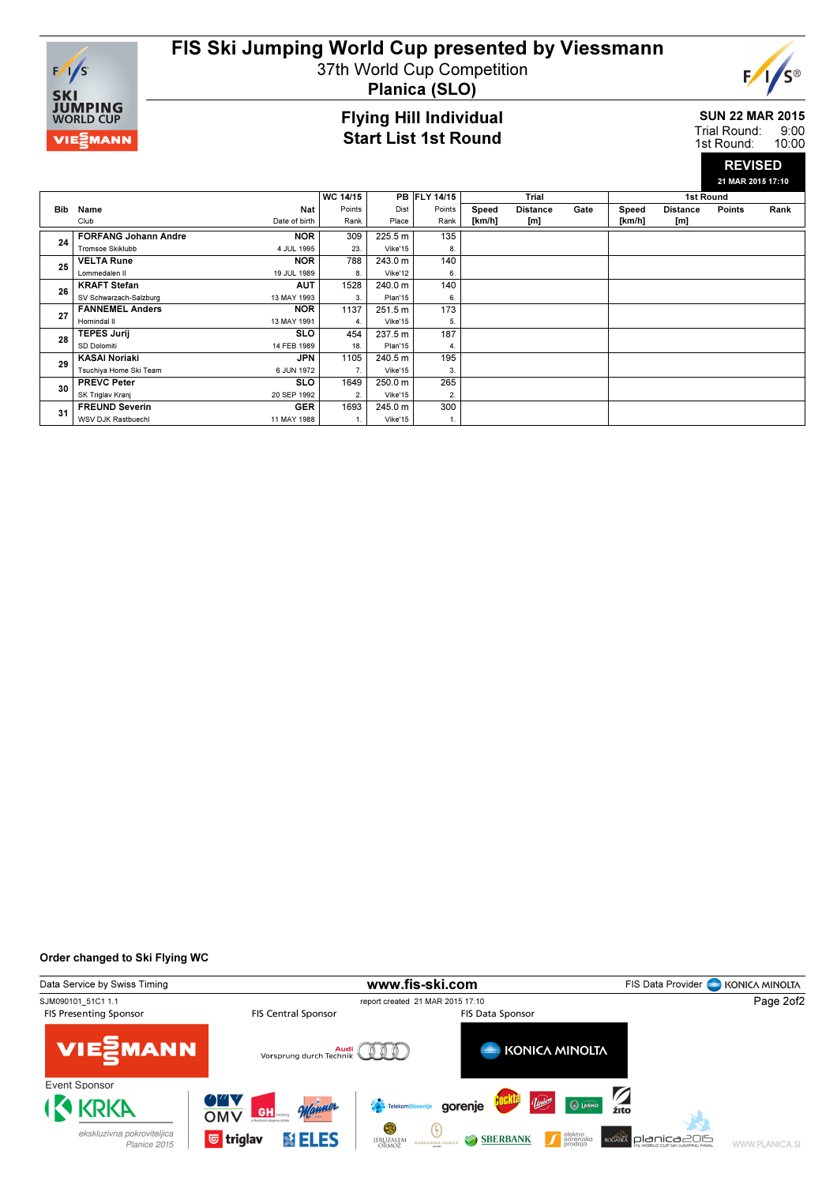# FIS Ski Jumping World Cup presented by Viessmann

37th World Cup Competition

**Planica (SLO)**

## Flying Hill Individual
## Start List 1st Round

**SUN 22 MAR 2015**

Trial Round: 9:00

1st Round: 10:00

**REVISED**

21 MAR 2015 17:10

| Bib | Name / Club | Nat / Date of birth | WC 14/15 Points / Rank | PB Dist / Place | FLY 14/15 Points / Rank | Trial Speed [km/h] | Trial Distance [m] | Trial Gate | 1st Round Speed [km/h] | 1st Round Distance [m] | 1st Round Points | 1st Round Rank |
|---|---|---|---|---|---|---|---|---|---|---|---|---|
| 24 | **FORFANG Johann Andre** Tromsoe Skiklubb | **NOR** 4 JUL 1995 | 309 23. | 225.5 m Vike'15 | 135 8. | | | | | | | |
| 25 | **VELTA Rune** Lommedalen Il | **NOR** 19 JUL 1989 | 788 8. | 243.0 m Vike'12 | 140 6. | | | | | | | |
| 26 | **KRAFT Stefan** SV Schwarzach-Salzburg | **AUT** 13 MAY 1993 | 1528 3. | 240.0 m Plan'15 | 140 6. | | | | | | | |
| 27 | **FANNEMEL Anders** Hornindal Il | **NOR** 13 MAY 1991 | 1137 4. | 251.5 m Vike'15 | 173 5. | | | | | | | |
| 28 | **TEPES Jurij** SD Dolomiti | **SLO** 14 FEB 1989 | 454 18. | 237.5 m Plan'15 | 187 4. | | | | | | | |
| 29 | **KASAI Noriaki** Tsuchiya Home Ski Team | **JPN** 6 JUN 1972 | 1105 7. | 240.5 m Vike'15 | 195 3. | | | | | | | |
| 30 | **PREVC Peter** SK Triglav Kranj | **SLO** 20 SEP 1992 | 1649 2. | 250.0 m Vike'15 | 265 2. | | | | | | | |
| 31 | **FREUND Severin** WSV DJK Rastbuechl | **GER** 11 MAY 1988 | 1693 1. | 245.0 m Vike'15 | 300 1. | | | | | | | |

**Order changed to Ski Flying WC**

Data Service by Swiss Timing | www.fis-ski.com | FIS Data Provider KONICA MINOLTA

SJM090101_51C1 1.1 | report created 21 MAR 2015 17:10

FIS Presenting Sponsor | FIS Central Sponsor | FIS Data Sponsor

Event Sponsor